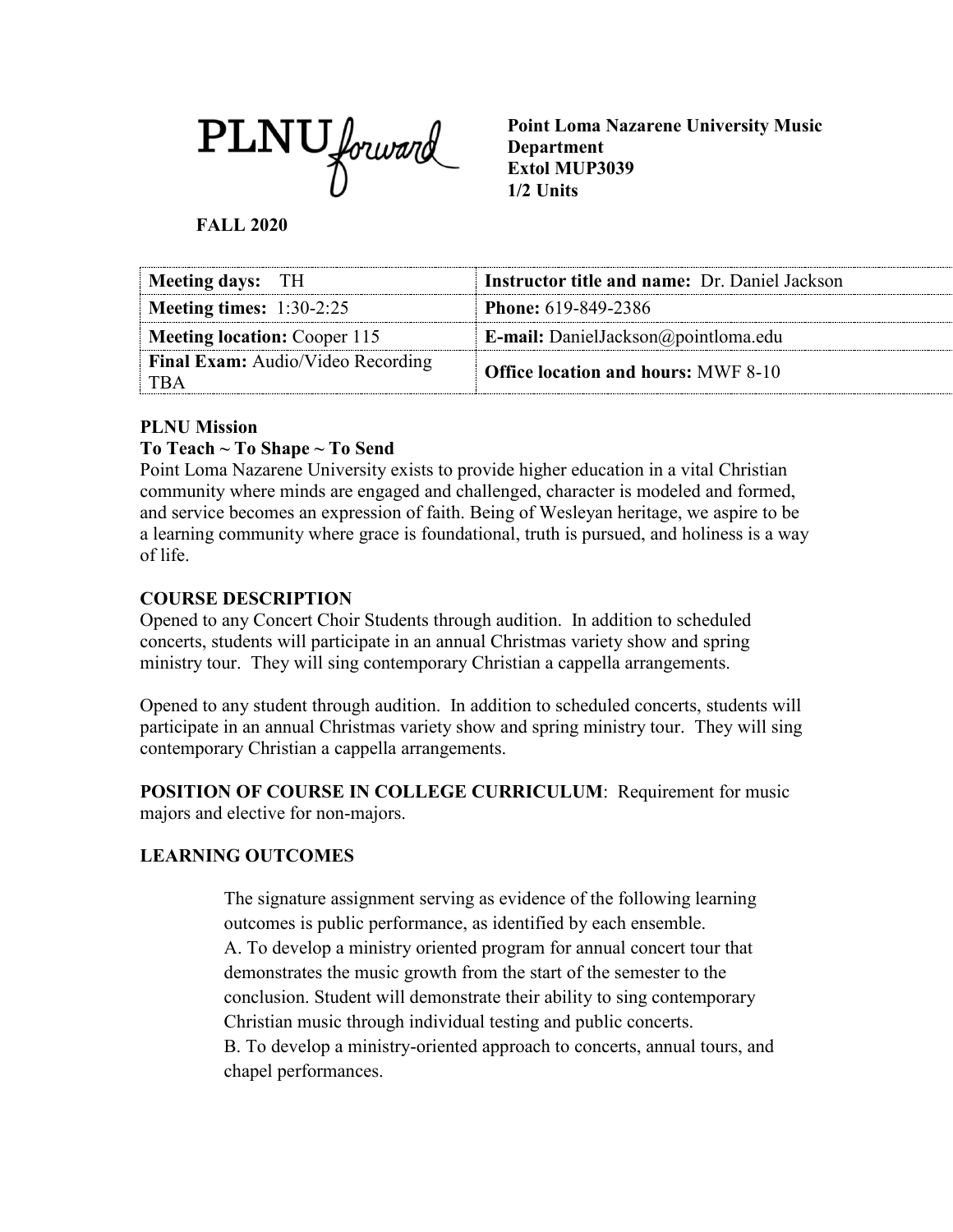PLNU forward

**Point Loma Nazarene University Music Department**
**Extol MUP3039**
**1/2 Units**

**FALL 2020**

| **Meeting days:** TH | **Instructor title and name:** Dr. Daniel Jackson |
|---|---|
| **Meeting times:** 1:30-2:25 | **Phone:** 619-849-2386 |
| **Meeting location:** Cooper 115 | **E-mail:** DanielJackson@pointloma.edu |
| **Final Exam:** Audio/Video Recording TBA | **Office location and hours:** MWF 8-10 |

**PLNU Mission**

**To Teach ~ To Shape ~ To Send**

Point Loma Nazarene University exists to provide higher education in a vital Christian community where minds are engaged and challenged, character is modeled and formed, and service becomes an expression of faith. Being of Wesleyan heritage, we aspire to be a learning community where grace is foundational, truth is pursued, and holiness is a way of life.

**COURSE DESCRIPTION**

Opened to any Concert Choir Students through audition. In addition to scheduled concerts, students will participate in an annual Christmas variety show and spring ministry tour. They will sing contemporary Christian a cappella arrangements.

Opened to any student through audition. In addition to scheduled concerts, students will participate in an annual Christmas variety show and spring ministry tour. They will sing contemporary Christian a cappella arrangements.

**POSITION OF COURSE IN COLLEGE CURRICULUM**: Requirement for music majors and elective for non-majors.

**LEARNING OUTCOMES**

The signature assignment serving as evidence of the following learning outcomes is public performance, as identified by each ensemble.

A. To develop a ministry oriented program for annual concert tour that demonstrates the music growth from the start of the semester to the conclusion. Student will demonstrate their ability to sing contemporary Christian music through individual testing and public concerts.

B. To develop a ministry-oriented approach to concerts, annual tours, and chapel performances.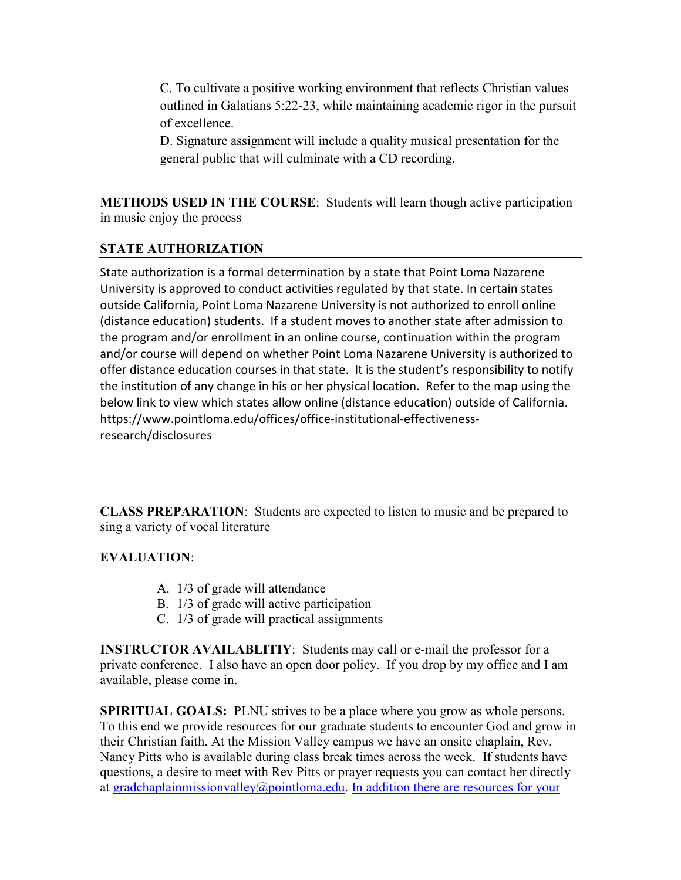C. To cultivate a positive working environment that reflects Christian values outlined in Galatians 5:22-23, while maintaining academic rigor in the pursuit of excellence.

D. Signature assignment will include a quality musical presentation for the general public that will culminate with a CD recording.

**METHODS USED IN THE COURSE**: Students will learn though active participation in music enjoy the process

**STATE AUTHORIZATION**

State authorization is a formal determination by a state that Point Loma Nazarene University is approved to conduct activities regulated by that state. In certain states outside California, Point Loma Nazarene University is not authorized to enroll online (distance education) students. If a student moves to another state after admission to the program and/or enrollment in an online course, continuation within the program and/or course will depend on whether Point Loma Nazarene University is authorized to offer distance education courses in that state. It is the student's responsibility to notify the institution of any change in his or her physical location. Refer to the map using the below link to view which states allow online (distance education) outside of California. https://www.pointloma.edu/offices/office-institutional-effectiveness-research/disclosures

---

**CLASS PREPARATION**: Students are expected to listen to music and be prepared to sing a variety of vocal literature

**EVALUATION**:

A. 1/3 of grade will attendance
B. 1/3 of grade will active participation
C. 1/3 of grade will practical assignments

**INSTRUCTOR AVAILABLITIY**: Students may call or e-mail the professor for a private conference. I also have an open door policy. If you drop by my office and I am available, please come in.

**SPIRITUAL GOALS:** PLNU strives to be a place where you grow as whole persons. To this end we provide resources for our graduate students to encounter God and grow in their Christian faith. At the Mission Valley campus we have an onsite chaplain, Rev. Nancy Pitts who is available during class break times across the week. If students have questions, a desire to meet with Rev Pitts or prayer requests you can contact her directly at gradchaplainmissionvalley@pointloma.edu. In addition there are resources for your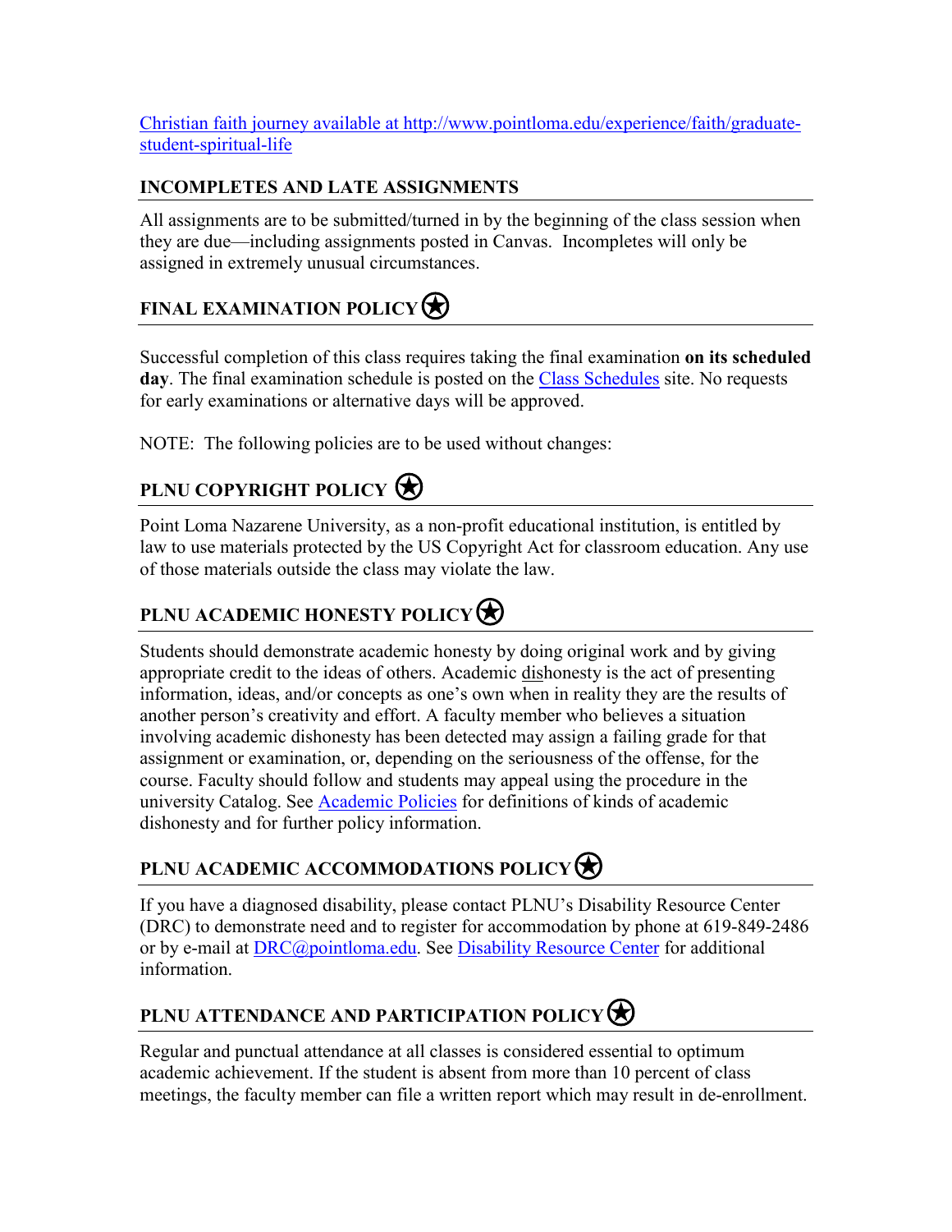[Christian faith journey available at http://www.pointloma.edu/experience/faith/graduate-student-spiritual-life](http://www.pointloma.edu/experience/faith/graduate-student-spiritual-life)

## INCOMPLETES AND LATE ASSIGNMENTS

All assignments are to be submitted/turned in by the beginning of the class session when they are due—including assignments posted in Canvas. Incompletes will only be assigned in extremely unusual circumstances.

## FINAL EXAMINATION POLICY ✪

Successful completion of this class requires taking the final examination **on its scheduled day**. The final examination schedule is posted on the Class Schedules site. No requests for early examinations or alternative days will be approved.

NOTE: The following policies are to be used without changes:

## PLNU COPYRIGHT POLICY ✪

Point Loma Nazarene University, as a non-profit educational institution, is entitled by law to use materials protected by the US Copyright Act for classroom education. Any use of those materials outside the class may violate the law.

## PLNU ACADEMIC HONESTY POLICY ✪

Students should demonstrate academic honesty by doing original work and by giving appropriate credit to the ideas of others. Academic <u>dis</u>honesty is the act of presenting information, ideas, and/or concepts as one's own when in reality they are the results of another person's creativity and effort. A faculty member who believes a situation involving academic dishonesty has been detected may assign a failing grade for that assignment or examination, or, depending on the seriousness of the offense, for the course. Faculty should follow and students may appeal using the procedure in the university Catalog. See Academic Policies for definitions of kinds of academic dishonesty and for further policy information.

## PLNU ACADEMIC ACCOMMODATIONS POLICY ✪

If you have a diagnosed disability, please contact PLNU's Disability Resource Center (DRC) to demonstrate need and to register for accommodation by phone at 619-849-2486 or by e-mail at DRC@pointloma.edu. See Disability Resource Center for additional information.

## PLNU ATTENDANCE AND PARTICIPATION POLICY ✪

Regular and punctual attendance at all classes is considered essential to optimum academic achievement. If the student is absent from more than 10 percent of class meetings, the faculty member can file a written report which may result in de-enrollment.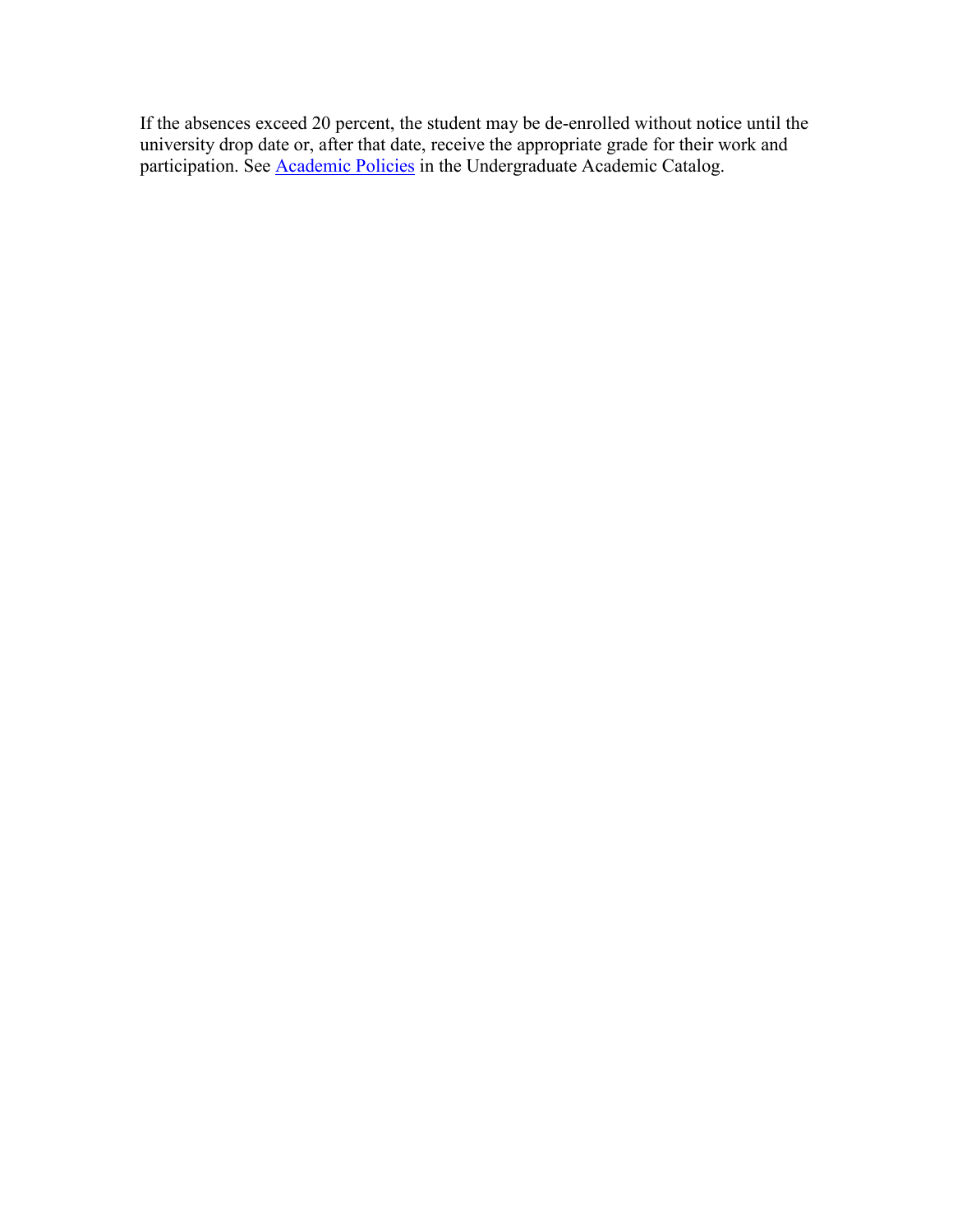If the absences exceed 20 percent, the student may be de-enrolled without notice until the university drop date or, after that date, receive the appropriate grade for their work and participation. See [Academic Policies] in the Undergraduate Academic Catalog.